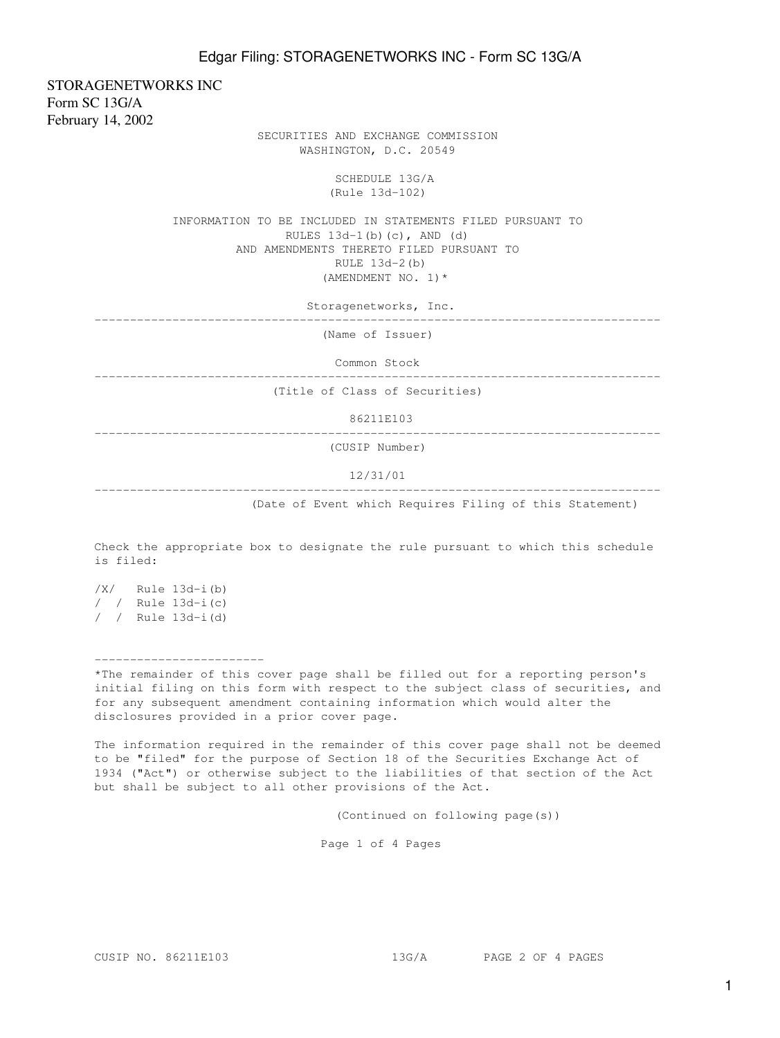STORAGENETWORKS INC
Form SC 13G/A
February 14, 2002

SECURITIES AND EXCHANGE COMMISSION
WASHINGTON, D.C. 20549

SCHEDULE 13G/A
(Rule 13d-102)

INFORMATION TO BE INCLUDED IN STATEMENTS FILED PURSUANT TO
RULES 13d-1(b)(c), AND (d)
AND AMENDMENTS THERETO FILED PURSUANT TO
RULE 13d-2(b)
(AMENDMENT NO. 1)*

Storagenetworks, Inc.

---

(Name of Issuer)

Common Stock

---

(Title of Class of Securities)

86211E103

---

(CUSIP Number)

12/31/01

---

(Date of Event which Requires Filing of this Statement)

Check the appropriate box to designate the rule pursuant to which this schedule is filed:

/X/ Rule 13d-i(b)
/ / Rule 13d-i(c)
/ / Rule 13d-i(d)

---

*The remainder of this cover page shall be filled out for a reporting person's initial filing on this form with respect to the subject class of securities, and for any subsequent amendment containing information which would alter the disclosures provided in a prior cover page.

The information required in the remainder of this cover page shall not be deemed to be "filed" for the purpose of Section 18 of the Securities Exchange Act of 1934 ("Act") or otherwise subject to the liabilities of that section of the Act but shall be subject to all other provisions of the Act.

(Continued on following page(s))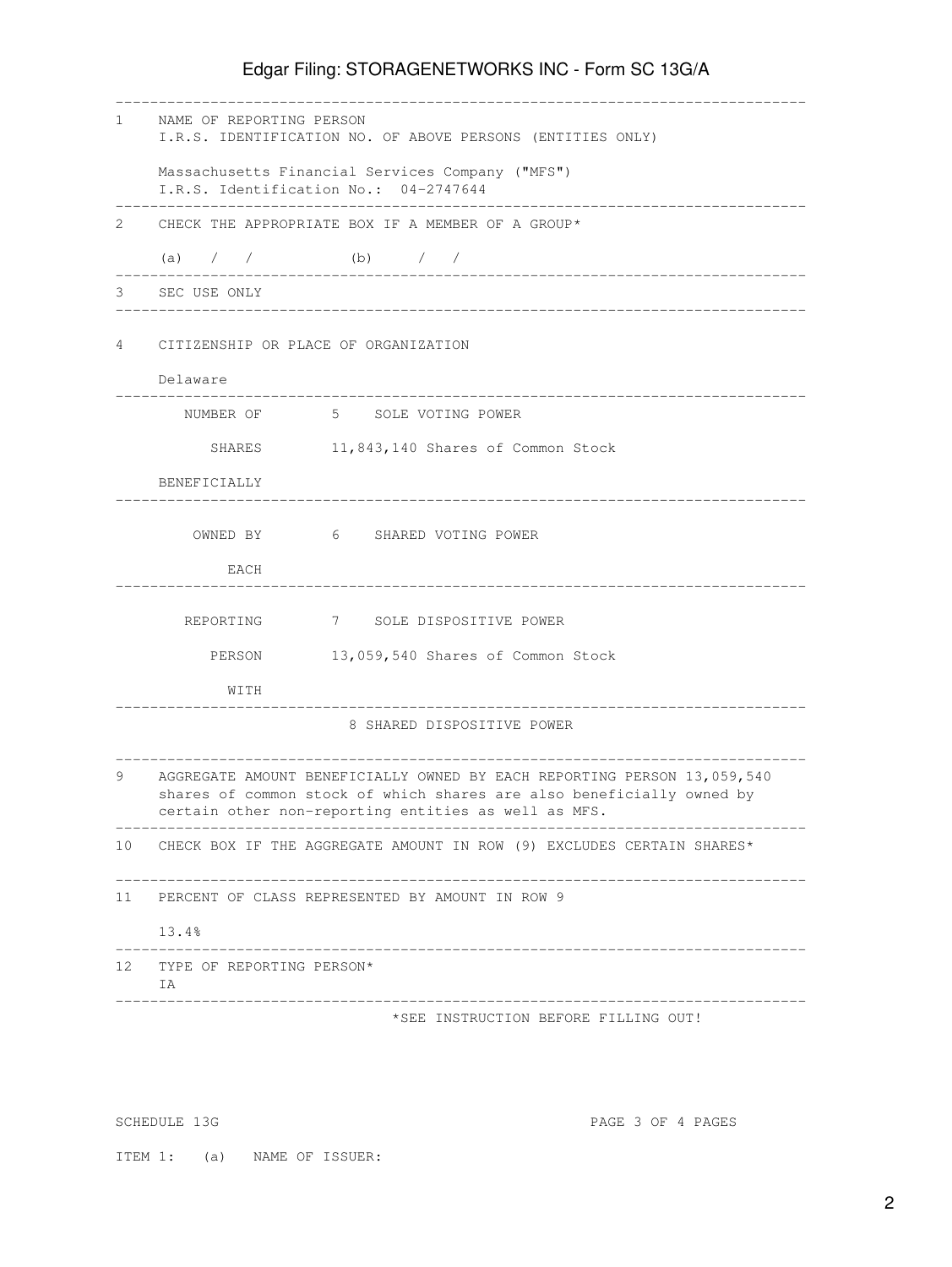1 NAME OF REPORTING PERSON
I.R.S. IDENTIFICATION NO. OF ABOVE PERSONS (ENTITIES ONLY)

Massachusetts Financial Services Company ("MFS")
I.R.S. Identification No.: 04-2747644

2 CHECK THE APPROPRIATE BOX IF A MEMBER OF A GROUP*

(a) / / (b) / /

3 SEC USE ONLY

4 CITIZENSHIP OR PLACE OF ORGANIZATION

Delaware

| NUMBER OF SHARES BENEFICIALLY OWNED BY EACH REPORTING PERSON WITH | |
|---|---|
| | 5 SOLE VOTING POWER<br>11,843,140 Shares of Common Stock |
| | 6 SHARED VOTING POWER |
| | 7 SOLE DISPOSITIVE POWER<br>13,059,540 Shares of Common Stock |
| | 8 SHARED DISPOSITIVE POWER |

9 AGGREGATE AMOUNT BENEFICIALLY OWNED BY EACH REPORTING PERSON 13,059,540 shares of common stock of which shares are also beneficially owned by certain other non-reporting entities as well as MFS.

10 CHECK BOX IF THE AGGREGATE AMOUNT IN ROW (9) EXCLUDES CERTAIN SHARES*

11 PERCENT OF CLASS REPRESENTED BY AMOUNT IN ROW 9

13.4%

12 TYPE OF REPORTING PERSON*
IA

*SEE INSTRUCTION BEFORE FILLING OUT!

SCHEDULE 13G

ITEM 1: (a) NAME OF ISSUER: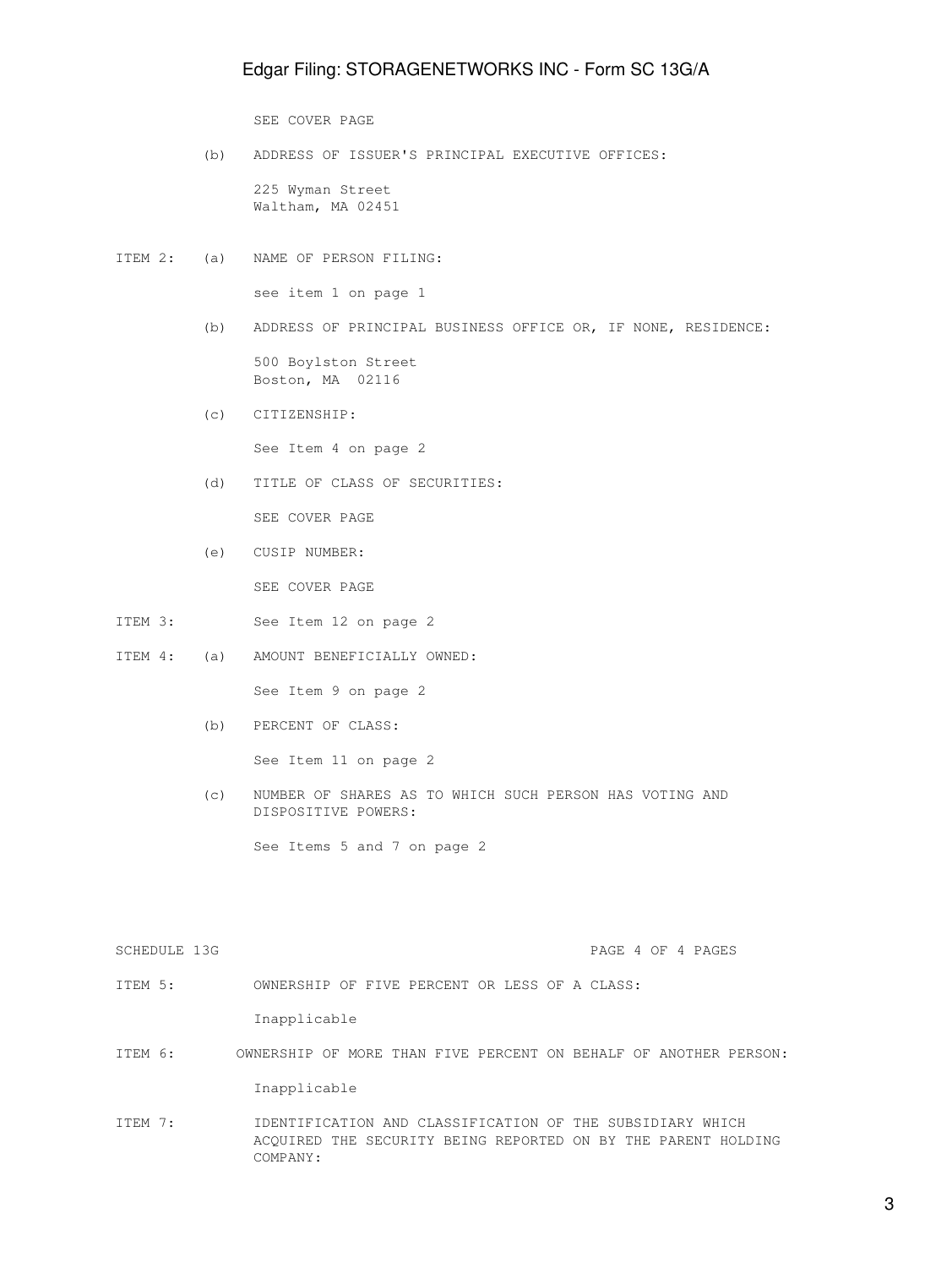SEE COVER PAGE

(b) ADDRESS OF ISSUER'S PRINCIPAL EXECUTIVE OFFICES:

225 Wyman Street
Waltham, MA 02451

ITEM 2: (a) NAME OF PERSON FILING:

see item 1 on page 1

(b) ADDRESS OF PRINCIPAL BUSINESS OFFICE OR, IF NONE, RESIDENCE:

500 Boylston Street
Boston, MA 02116

(c) CITIZENSHIP:

See Item 4 on page 2

(d) TITLE OF CLASS OF SECURITIES:

SEE COVER PAGE

(e) CUSIP NUMBER:

SEE COVER PAGE

ITEM 3: See Item 12 on page 2

ITEM 4: (a) AMOUNT BENEFICIALLY OWNED:

See Item 9 on page 2

(b) PERCENT OF CLASS:

See Item 11 on page 2

(c) NUMBER OF SHARES AS TO WHICH SUCH PERSON HAS VOTING AND DISPOSITIVE POWERS:

See Items 5 and 7 on page 2

SCHEDULE 13G PAGE 4 OF 4 PAGES

ITEM 5: OWNERSHIP OF FIVE PERCENT OR LESS OF A CLASS:

Inapplicable

ITEM 6: OWNERSHIP OF MORE THAN FIVE PERCENT ON BEHALF OF ANOTHER PERSON:

Inapplicable

ITEM 7: IDENTIFICATION AND CLASSIFICATION OF THE SUBSIDIARY WHICH ACQUIRED THE SECURITY BEING REPORTED ON BY THE PARENT HOLDING COMPANY: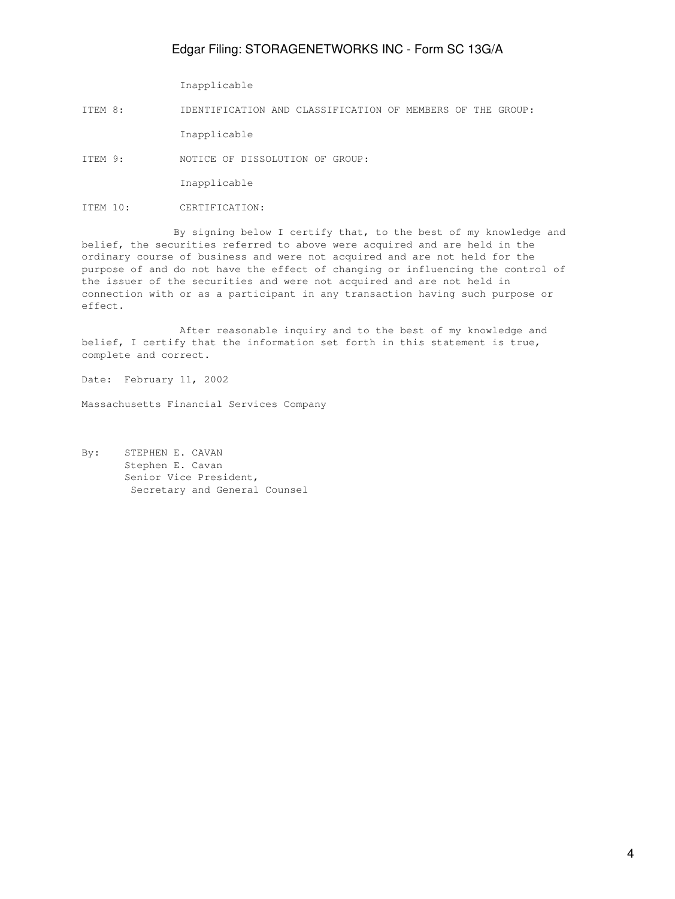Inapplicable

ITEM 8: IDENTIFICATION AND CLASSIFICATION OF MEMBERS OF THE GROUP:

Inapplicable

ITEM 9: NOTICE OF DISSOLUTION OF GROUP:

Inapplicable

ITEM 10: CERTIFICATION:

By signing below I certify that, to the best of my knowledge and belief, the securities referred to above were acquired and are held in the ordinary course of business and were not acquired and are not held for the purpose of and do not have the effect of changing or influencing the control of the issuer of the securities and were not acquired and are not held in connection with or as a participant in any transaction having such purpose or effect.

After reasonable inquiry and to the best of my knowledge and belief, I certify that the information set forth in this statement is true, complete and correct.

Date: February 11, 2002

Massachusetts Financial Services Company

By: STEPHEN E. CAVAN
Stephen E. Cavan
Senior Vice President,
Secretary and General Counsel